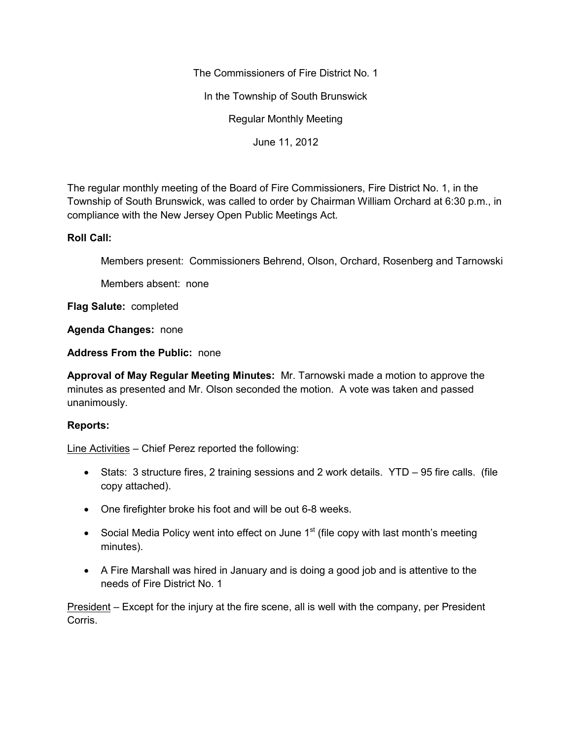The Commissioners of Fire District No. 1

In the Township of South Brunswick

Regular Monthly Meeting

June 11, 2012

The regular monthly meeting of the Board of Fire Commissioners, Fire District No. 1, in the Township of South Brunswick, was called to order by Chairman William Orchard at 6:30 p.m., in compliance with the New Jersey Open Public Meetings Act.

**Roll Call:**

Members present: Commissioners Behrend, Olson, Orchard, Rosenberg and Tarnowski

Members absent: none

**Flag Salute:** completed

**Agenda Changes:** none

**Address From the Public:** none

**Approval of May Regular Meeting Minutes:** Mr. Tarnowski made a motion to approve the minutes as presented and Mr. Olson seconded the motion. A vote was taken and passed unanimously.

**Reports:**

Line Activities – Chief Perez reported the following:

- Stats: 3 structure fires, 2 training sessions and 2 work details. YTD – 95 fire calls. (file copy attached).
- One firefighter broke his foot and will be out 6-8 weeks.
- Social Media Policy went into effect on June 1st (file copy with last month's meeting minutes).
- A Fire Marshall was hired in January and is doing a good job and is attentive to the needs of Fire District No. 1

President – Except for the injury at the fire scene, all is well with the company, per President Corris.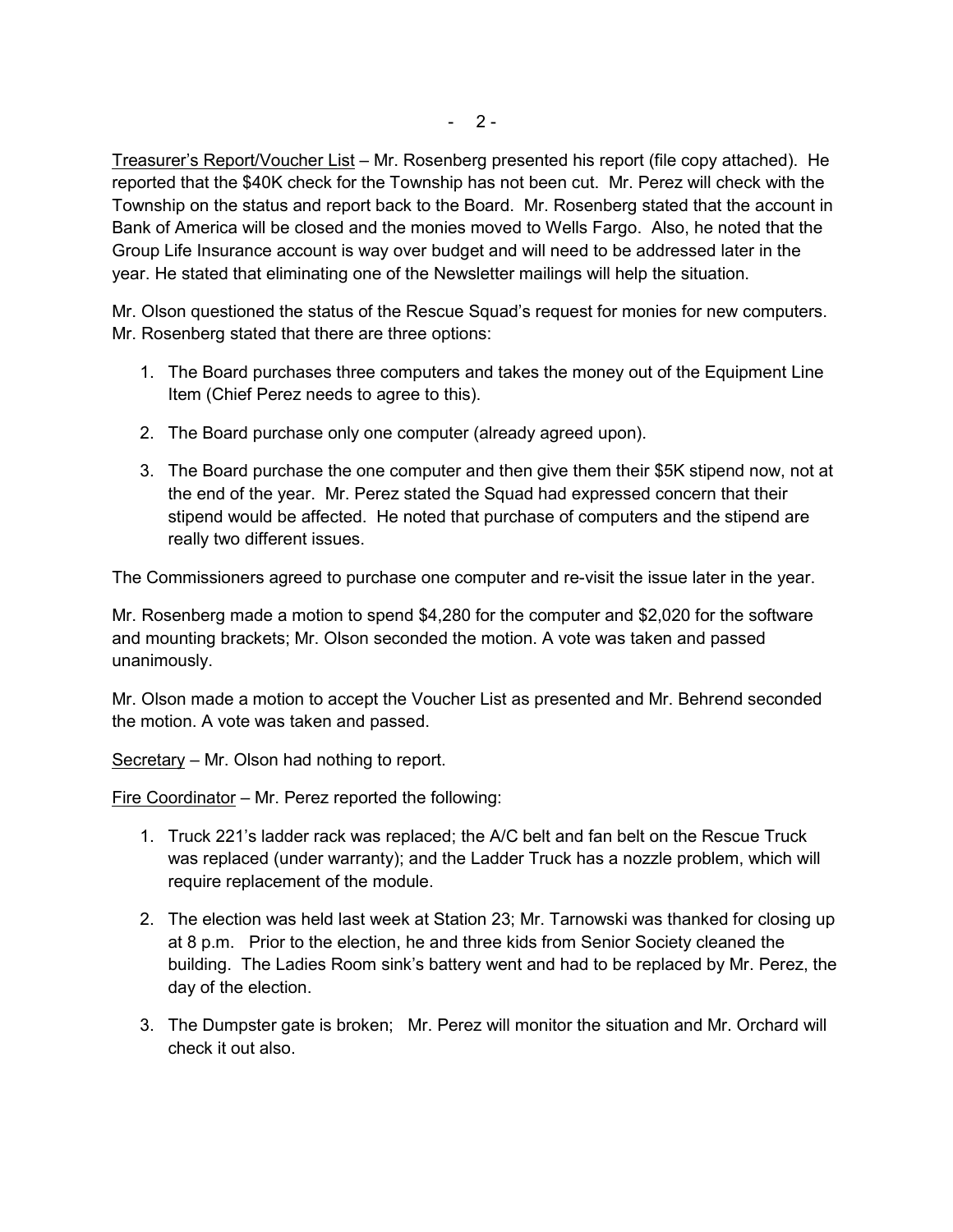Treasurer's Report/Voucher List – Mr. Rosenberg presented his report (file copy attached). He reported that the $40K check for the Township has not been cut. Mr. Perez will check with the Township on the status and report back to the Board. Mr. Rosenberg stated that the account in Bank of America will be closed and the monies moved to Wells Fargo. Also, he noted that the Group Life Insurance account is way over budget and will need to be addressed later in the year. He stated that eliminating one of the Newsletter mailings will help the situation.

Mr. Olson questioned the status of the Rescue Squad's request for monies for new computers. Mr. Rosenberg stated that there are three options:

1. The Board purchases three computers and takes the money out of the Equipment Line Item (Chief Perez needs to agree to this).

2. The Board purchase only one computer (already agreed upon).

3. The Board purchase the one computer and then give them their $5K stipend now, not at the end of the year. Mr. Perez stated the Squad had expressed concern that their stipend would be affected. He noted that purchase of computers and the stipend are really two different issues.

The Commissioners agreed to purchase one computer and re-visit the issue later in the year.

Mr. Rosenberg made a motion to spend $4,280 for the computer and $2,020 for the software and mounting brackets; Mr. Olson seconded the motion. A vote was taken and passed unanimously.

Mr. Olson made a motion to accept the Voucher List as presented and Mr. Behrend seconded the motion. A vote was taken and passed.

Secretary – Mr. Olson had nothing to report.

Fire Coordinator – Mr. Perez reported the following:

1. Truck 221's ladder rack was replaced; the A/C belt and fan belt on the Rescue Truck was replaced (under warranty); and the Ladder Truck has a nozzle problem, which will require replacement of the module.

2. The election was held last week at Station 23; Mr. Tarnowski was thanked for closing up at 8 p.m. Prior to the election, he and three kids from Senior Society cleaned the building. The Ladies Room sink's battery went and had to be replaced by Mr. Perez, the day of the election.

3. The Dumpster gate is broken; Mr. Perez will monitor the situation and Mr. Orchard will check it out also.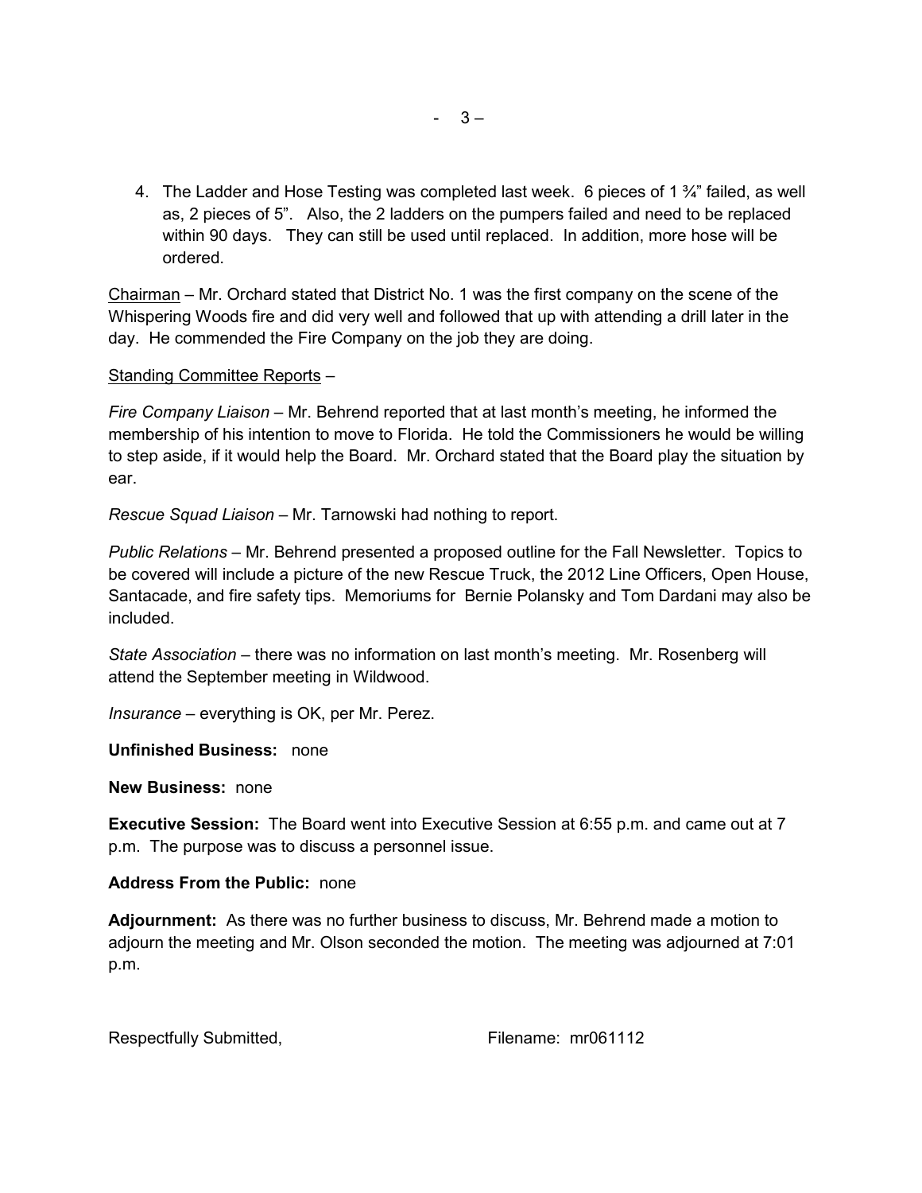4. The Ladder and Hose Testing was completed last week. 6 pieces of 1 ¾" failed, as well as, 2 pieces of 5". Also, the 2 ladders on the pumpers failed and need to be replaced within 90 days. They can still be used until replaced. In addition, more hose will be ordered.

Chairman – Mr. Orchard stated that District No. 1 was the first company on the scene of the Whispering Woods fire and did very well and followed that up with attending a drill later in the day. He commended the Fire Company on the job they are doing.

Standing Committee Reports –

*Fire Company Liaison* – Mr. Behrend reported that at last month's meeting, he informed the membership of his intention to move to Florida. He told the Commissioners he would be willing to step aside, if it would help the Board. Mr. Orchard stated that the Board play the situation by ear.

*Rescue Squad Liaison* – Mr. Tarnowski had nothing to report.

*Public Relations* – Mr. Behrend presented a proposed outline for the Fall Newsletter. Topics to be covered will include a picture of the new Rescue Truck, the 2012 Line Officers, Open House, Santacade, and fire safety tips. Memoriums for Bernie Polansky and Tom Dardani may also be included.

*State Association* – there was no information on last month's meeting. Mr. Rosenberg will attend the September meeting in Wildwood.

*Insurance* – everything is OK, per Mr. Perez.

**Unfinished Business:** none

**New Business:** none

**Executive Session:** The Board went into Executive Session at 6:55 p.m. and came out at 7 p.m. The purpose was to discuss a personnel issue.

**Address From the Public:** none

**Adjournment:** As there was no further business to discuss, Mr. Behrend made a motion to adjourn the meeting and Mr. Olson seconded the motion. The meeting was adjourned at 7:01 p.m.

Respectfully Submitted, Filename: mr061112